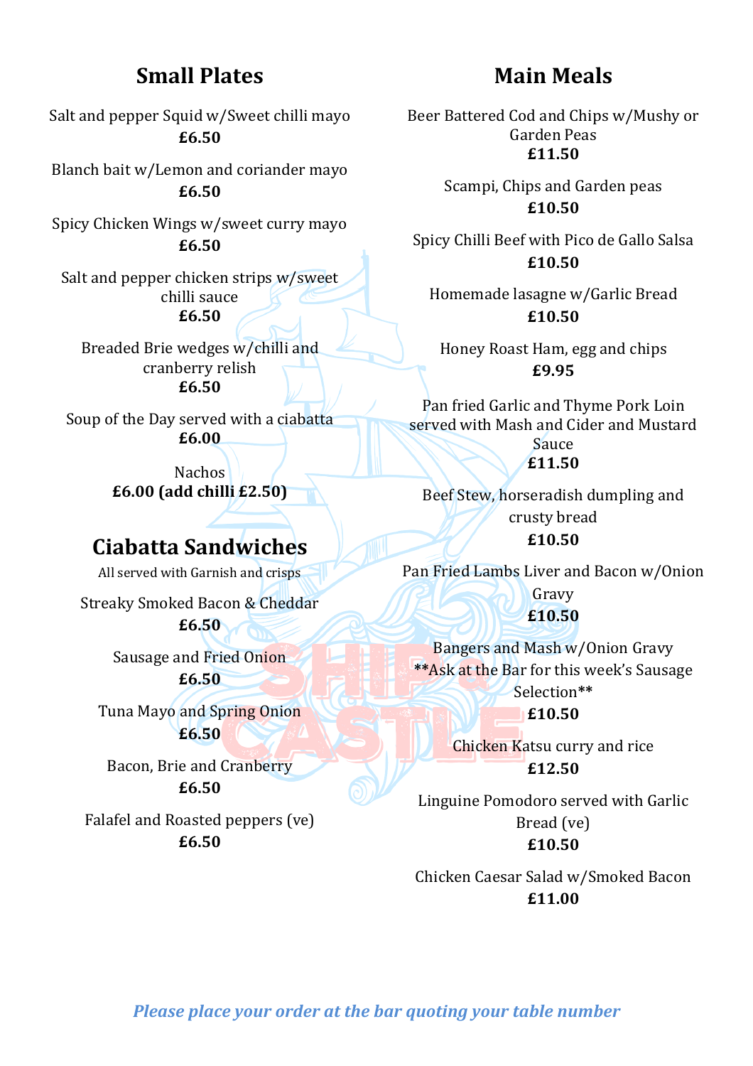## Small Plates

Salt and pepper Squid w/Sweet chilli mayo
**£6.50**

Blanch bait w/Lemon and coriander mayo
**£6.50**

Spicy Chicken Wings w/sweet curry mayo
**£6.50**

Salt and pepper chicken strips w/sweet chilli sauce
**£6.50**

Breaded Brie wedges w/chilli and cranberry relish
**£6.50**

Soup of the Day served with a ciabatta
**£6.00**

Nachos
**£6.00 (add chilli £2.50)**

## Ciabatta Sandwiches

All served with Garnish and crisps

Streaky Smoked Bacon & Cheddar
**£6.50**

Sausage and Fried Onion
**£6.50**

Tuna Mayo and Spring Onion
**£6.50**

Bacon, Brie and Cranberry
**£6.50**

Falafel and Roasted peppers (ve)
**£6.50**

## Main Meals

Beer Battered Cod and Chips w/Mushy or Garden Peas
**£11.50**

Scampi, Chips and Garden peas
**£10.50**

Spicy Chilli Beef with Pico de Gallo Salsa
**£10.50**

Homemade lasagne w/Garlic Bread
**£10.50**

Honey Roast Ham, egg and chips
**£9.95**

Pan fried Garlic and Thyme Pork Loin served with Mash and Cider and Mustard Sauce
**£11.50**

Beef Stew, horseradish dumpling and crusty bread
**£10.50**

Pan Fried Lambs Liver and Bacon w/Onion Gravy
**£10.50**

Bangers and Mash w/Onion Gravy
**Ask at the Bar for this week's Sausage Selection**
**£10.50**

Chicken Katsu curry and rice
**£12.50**

Linguine Pomodoro served with Garlic Bread (ve)
**£10.50**

Chicken Caesar Salad w/Smoked Bacon
**£11.00**

***Please place your order at the bar quoting your table number***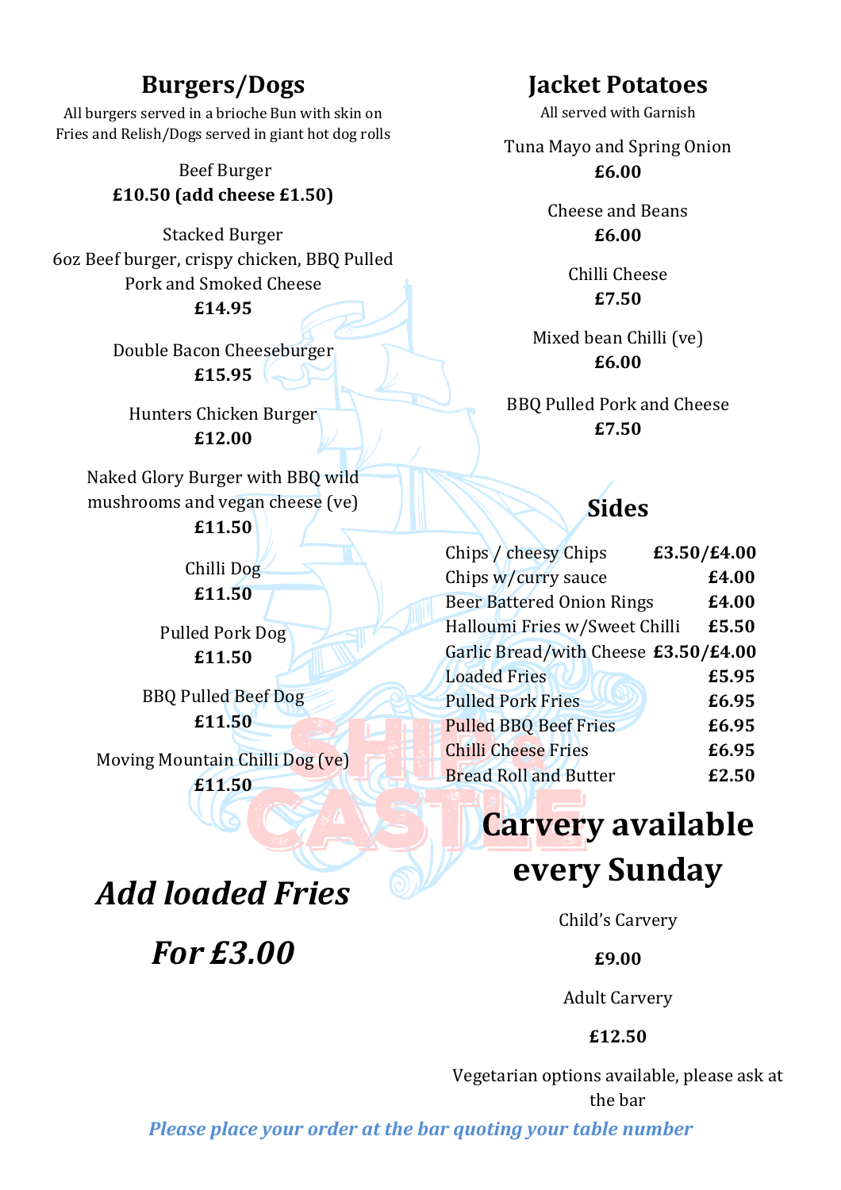## Burgers/Dogs

All burgers served in a brioche Bun with skin on Fries and Relish/Dogs served in giant hot dog rolls

Beef Burger
**£10.50 (add cheese £1.50)**

Stacked Burger
6oz Beef burger, crispy chicken, BBQ Pulled Pork and Smoked Cheese
**£14.95**

Double Bacon Cheeseburger
**£15.95**

Hunters Chicken Burger
**£12.00**

Naked Glory Burger with BBQ wild mushrooms and vegan cheese (ve)
**£11.50**

Chilli Dog
**£11.50**

Pulled Pork Dog
**£11.50**

BBQ Pulled Beef Dog
**£11.50**

Moving Mountain Chilli Dog (ve)
**£11.50**

## *Add loaded Fries*

## *For £3.00*

## Jacket Potatoes

All served with Garnish

Tuna Mayo and Spring Onion
**£6.00**

Cheese and Beans
**£6.00**

Chilli Cheese
**£7.50**

Mixed bean Chilli (ve)
**£6.00**

BBQ Pulled Pork and Cheese
**£7.50**

## Sides

| | |
|---|---|
| Chips / cheesy Chips | **£3.50/£4.00** |
| Chips w/curry sauce | **£4.00** |
| Beer Battered Onion Rings | **£4.00** |
| Halloumi Fries w/Sweet Chilli | **£5.50** |
| Garlic Bread/with Cheese | **£3.50/£4.00** |
| Loaded Fries | **£5.95** |
| Pulled Pork Fries | **£6.95** |
| Pulled BBQ Beef Fries | **£6.95** |
| Chilli Cheese Fries | **£6.95** |
| Bread Roll and Butter | **£2.50** |

## Carvery available every Sunday

Child's Carvery

**£9.00**

Adult Carvery

**£12.50**

Vegetarian options available, please ask at the bar

***Please place your order at the bar quoting your table number***